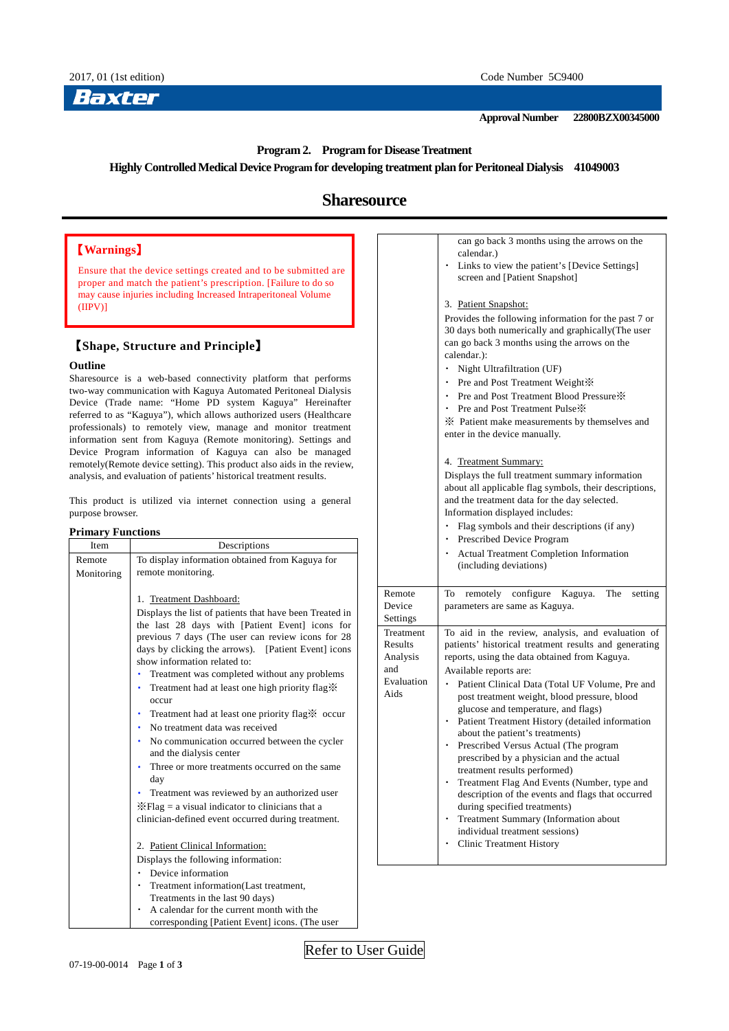2017, 01 (1st edition)

Code Number 5C9400

Baxter

**Approval Number 22800BZX00345000**

**Program 2. Program for Disease Treatment**

**Highly Controlled Medical Device Program for developing treatment plan for Peritoneal Dialysis 41049003**

# Sharesource

## 【Warnings】

Ensure that the device settings created and to be submitted are proper and match the patient's prescription. [Failure to do so may cause injuries including Increased Intraperitoneal Volume (IIPV)]

## 【Shape, Structure and Principle】

### Outline

Sharesource is a web-based connectivity platform that performs two-way communication with Kaguya Automated Peritoneal Dialysis Device (Trade name: "Home PD system Kaguya" Hereinafter referred to as "Kaguya"), which allows authorized users (Healthcare professionals) to remotely view, manage and monitor treatment information sent from Kaguya (Remote monitoring). Settings and Device Program information of Kaguya can also be managed remotely(Remote device setting). This product also aids in the review, analysis, and evaluation of patients' historical treatment results.

This product is utilized via internet connection using a general purpose browser.

### Primary Functions

| Item | Descriptions |
|---|---|
| Remote Monitoring | To display information obtained from Kaguya for remote monitoring.<br><br>1. Treatment Dashboard:<br>Displays the list of patients that have been Treated in the last 28 days with [Patient Event] icons for previous 7 days (The user can review icons for 28 days by clicking the arrows). [Patient Event] icons show information related to:<br>• Treatment was completed without any problems<br>• Treatment had at least one high priority flag※ occur<br>• Treatment had at least one priority flag※ occur<br>• No treatment data was received<br>• No communication occurred between the cycler and the dialysis center<br>• Three or more treatments occurred on the same day<br>• Treatment was reviewed by an authorized user<br>※Flag = a visual indicator to clinicians that a clinician-defined event occurred during treatment.<br><br>2. Patient Clinical Information:<br>Displays the following information:<br>• Device information<br>• Treatment information(Last treatment, Treatments in the last 90 days)<br>• A calendar for the current month with the corresponding [Patient Event] icons. (The user can go back 3 months using the arrows on the calendar.)<br>• Links to view the patient's [Device Settings] screen and [Patient Snapshot]<br><br>3. Patient Snapshot:<br>Provides the following information for the past 7 or 30 days both numerically and graphically(The user can go back 3 months using the arrows on the calendar.):<br>• Night Ultrafiltration (UF)<br>• Pre and Post Treatment Weight※<br>• Pre and Post Treatment Blood Pressure※<br>• Pre and Post Treatment Pulse※<br>※ Patient make measurements by themselves and enter in the device manually.<br><br>4. Treatment Summary:<br>Displays the full treatment summary information about all applicable flag symbols, their descriptions, and the treatment data for the day selected.<br>Information displayed includes:<br>• Flag symbols and their descriptions (if any)<br>• Prescribed Device Program<br>• Actual Treatment Completion Information (including deviations) |
| Remote Device Settings | To remotely configure Kaguya. The setting parameters are same as Kaguya. |
| Treatment Results Analysis and Evaluation Aids | To aid in the review, analysis, and evaluation of patients' historical treatment results and generating reports, using the data obtained from Kaguya.<br>Available reports are:<br>• Patient Clinical Data (Total UF Volume, Pre and post treatment weight, blood pressure, blood glucose and temperature, and flags)<br>• Patient Treatment History (detailed information about the patient's treatments)<br>• Prescribed Versus Actual (The program prescribed by a physician and the actual treatment results performed)<br>• Treatment Flag And Events (Number, type and description of the events and flags that occurred during specified treatments)<br>• Treatment Summary (Information about individual treatment sessions)<br>• Clinic Treatment History |

Refer to User Guide

07-19-00-0014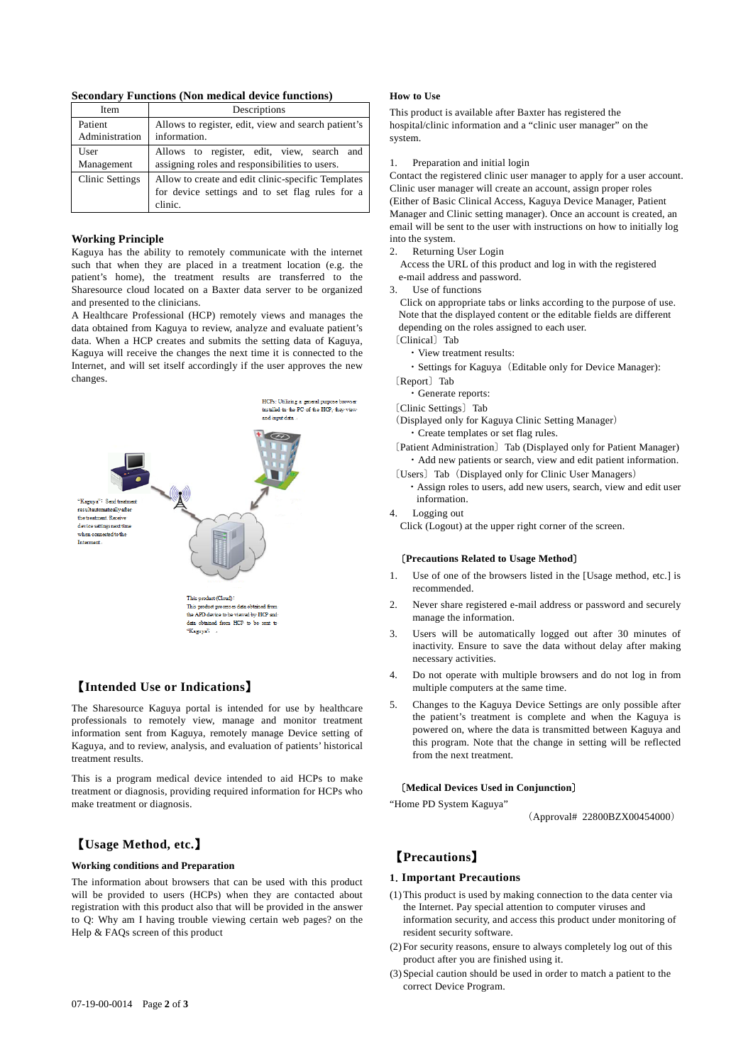**Secondary Functions (Non medical device functions)**

| Item | Descriptions |
|---|---|
| Patient Administration | Allows to register, edit, view and search patient's information. |
| User Management | Allows to register, edit, view, search and assigning roles and responsibilities to users. |
| Clinic Settings | Allow to create and edit clinic-specific Templates for device settings and to set flag rules for a clinic. |

**Working Principle**

Kaguya has the ability to remotely communicate with the internet such that when they are placed in a treatment location (e.g. the patient's home), the treatment results are transferred to the Sharesource cloud located on a Baxter data server to be organized and presented to the clinicians.

A Healthcare Professional (HCP) remotely views and manages the data obtained from Kaguya to review, analyze and evaluate patient's data. When a HCP creates and submits the setting data of Kaguya, Kaguya will receive the changes the next time it is connected to the Internet, and will set itself accordingly if the user approves the new changes.

HCPs: Utilizing a general purpose browser installed in the PC of the HCP, they view and input data.

"Kaguya": Send treatment results automatically after the treatment. Receive device settings next time when connected to the Internet.

This product (Cloud): This product processes data obtained from the APD device to be viewed by HCP and data obtained from HCP to be sent to "Kaguya".

## 【Intended Use or Indications】

The Sharesource Kaguya portal is intended for use by healthcare professionals to remotely view, manage and monitor treatment information sent from Kaguya, remotely manage Device setting of Kaguya, and to review, analysis, and evaluation of patients' historical treatment results.

This is a program medical device intended to aid HCPs to make treatment or diagnosis, providing required information for HCPs who make treatment or diagnosis.

## 【Usage Method, etc.】

**Working conditions and Preparation**

The information about browsers that can be used with this product will be provided to users (HCPs) when they are contacted about registration with this product also that will be provided in the answer to Q: Why am I having trouble viewing certain web pages? on the Help & FAQs screen of this product

**How to Use**

This product is available after Baxter has registered the hospital/clinic information and a "clinic user manager" on the system.

1. Preparation and initial login

Contact the registered clinic user manager to apply for a user account. Clinic user manager will create an account, assign proper roles (Either of Basic Clinical Access, Kaguya Device Manager, Patient Manager and Clinic setting manager). Once an account is created, an email will be sent to the user with instructions on how to initially log into the system.

2. Returning User Login

Access the URL of this product and log in with the registered e-mail address and password.

3. Use of functions

Click on appropriate tabs or links according to the purpose of use. Note that the displayed content or the editable fields are different depending on the roles assigned to each user.

〔Clinical〕 Tab
- View treatment results:
- Settings for Kaguya（Editable only for Device Manager):

〔Report〕 Tab
- Generate reports:

〔Clinic Settings〕 Tab
(Displayed only for Kaguya Clinic Setting Manager）
- Create templates or set flag rules.

〔Patient Administration〕 Tab (Displayed only for Patient Manager)
- Add new patients or search, view and edit patient information.

〔Users〕 Tab（Displayed only for Clinic User Managers）
- Assign roles to users, add new users, search, view and edit user information.

4. Logging out

Click (Logout) at the upper right corner of the screen.

**［Precautions Related to Usage Method］**

1. Use of one of the browsers listed in the [Usage method, etc.] is recommended.
2. Never share registered e-mail address or password and securely manage the information.
3. Users will be automatically logged out after 30 minutes of inactivity. Ensure to save the data without delay after making necessary activities.
4. Do not operate with multiple browsers and do not log in from multiple computers at the same time.
5. Changes to the Kaguya Device Settings are only possible after the patient's treatment is complete and when the Kaguya is powered on, where the data is transmitted between Kaguya and this program. Note that the change in setting will be reflected from the next treatment.

**［Medical Devices Used in Conjunction］**

"Home PD System Kaguya"

（Approval# 22800BZX00454000）

## 【Precautions】

### 1. Important Precautions

(1) This product is used by making connection to the data center via the Internet. Pay special attention to computer viruses and information security, and access this product under monitoring of resident security software.

(2) For security reasons, ensure to always completely log out of this product after you are finished using it.

(3) Special caution should be used in order to match a patient to the correct Device Program.

07-19-00-0014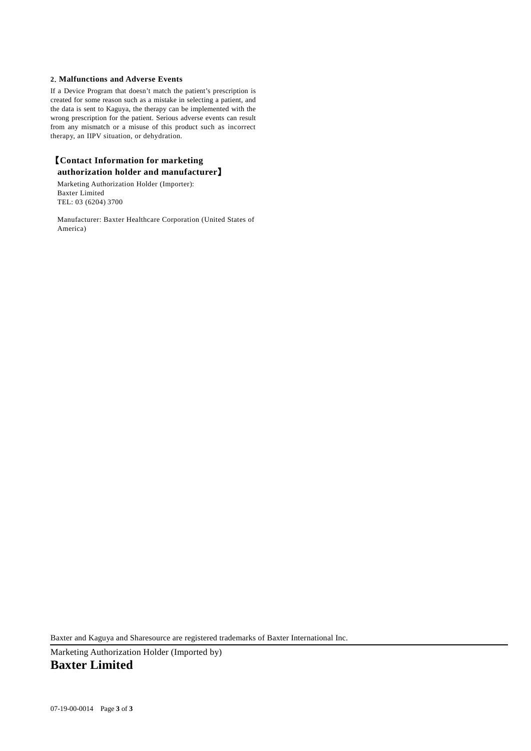### 2. Malfunctions and Adverse Events

If a Device Program that doesn't match the patient's prescription is created for some reason such as a mistake in selecting a patient, and the data is sent to Kaguya, the therapy can be implemented with the wrong prescription for the patient. Serious adverse events can result from any mismatch or a misuse of this product such as incorrect therapy, an IIPV situation, or dehydration.

## 【Contact Information for marketing authorization holder and manufacturer】

Marketing Authorization Holder (Importer):
Baxter Limited
TEL: 03 (6204) 3700

Manufacturer: Baxter Healthcare Corporation (United States of America)

Baxter and Kaguya and Sharesource are registered trademarks of Baxter International Inc.

Marketing Authorization Holder (Imported by)

**Baxter Limited**

07-19-00-0014